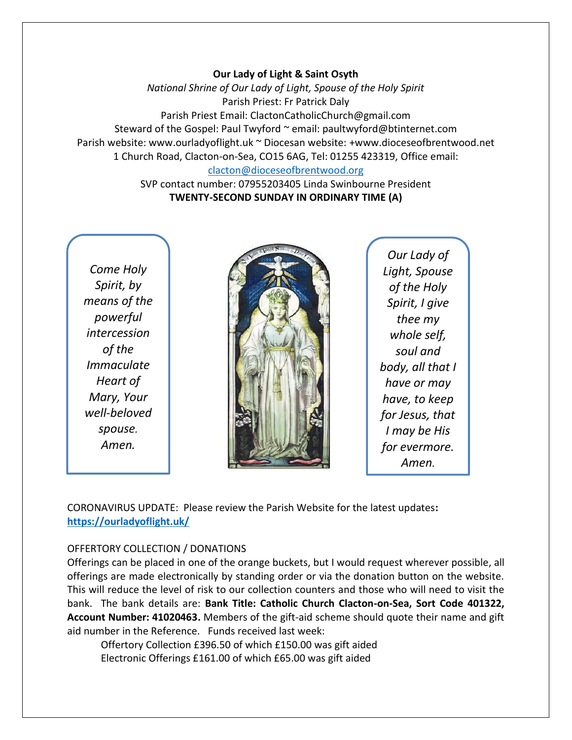**Our Lady of Light & Saint Osyth**

*National Shrine of Our Lady of Light, Spouse of the Holy Spirit*

Parish Priest: Fr Patrick Daly

Parish Priest Email: ClactonCatholicChurch@gmail.com

Steward of the Gospel: Paul Twyford ~ email: paultwyford@btinternet.com

Parish website: www.ourladyoflight.uk ~ Diocesan website: +www.dioceseofbrentwood.net

1 Church Road, Clacton-on-Sea, CO15 6AG, Tel: 01255 423319, Office email: clacton@dioceseofbrentwood.org

SVP contact number: 07955203405 Linda Swinbourne President

**TWENTY-SECOND SUNDAY IN ORDINARY TIME (A)**

*Come Holy Spirit, by means of the powerful intercession of the Immaculate Heart of Mary, Your well-beloved spouse. Amen.*

*Our Lady of Light, Spouse of the Holy Spirit, I give thee my whole self, soul and body, all that I have or may have, to keep for Jesus, that I may be His for evermore. Amen.*

CORONAVIRUS UPDATE: Please review the Parish Website for the latest updates**:** **https://ourladyoflight.uk/**

OFFERTORY COLLECTION / DONATIONS

Offerings can be placed in one of the orange buckets, but I would request wherever possible, all offerings are made electronically by standing order or via the donation button on the website. This will reduce the level of risk to our collection counters and those who will need to visit the bank. The bank details are: **Bank Title: Catholic Church Clacton-on-Sea, Sort Code 401322, Account Number: 41020463.** Members of the gift-aid scheme should quote their name and gift aid number in the Reference. Funds received last week:

Offertory Collection £396.50 of which £150.00 was gift aided

Electronic Offerings £161.00 of which £65.00 was gift aided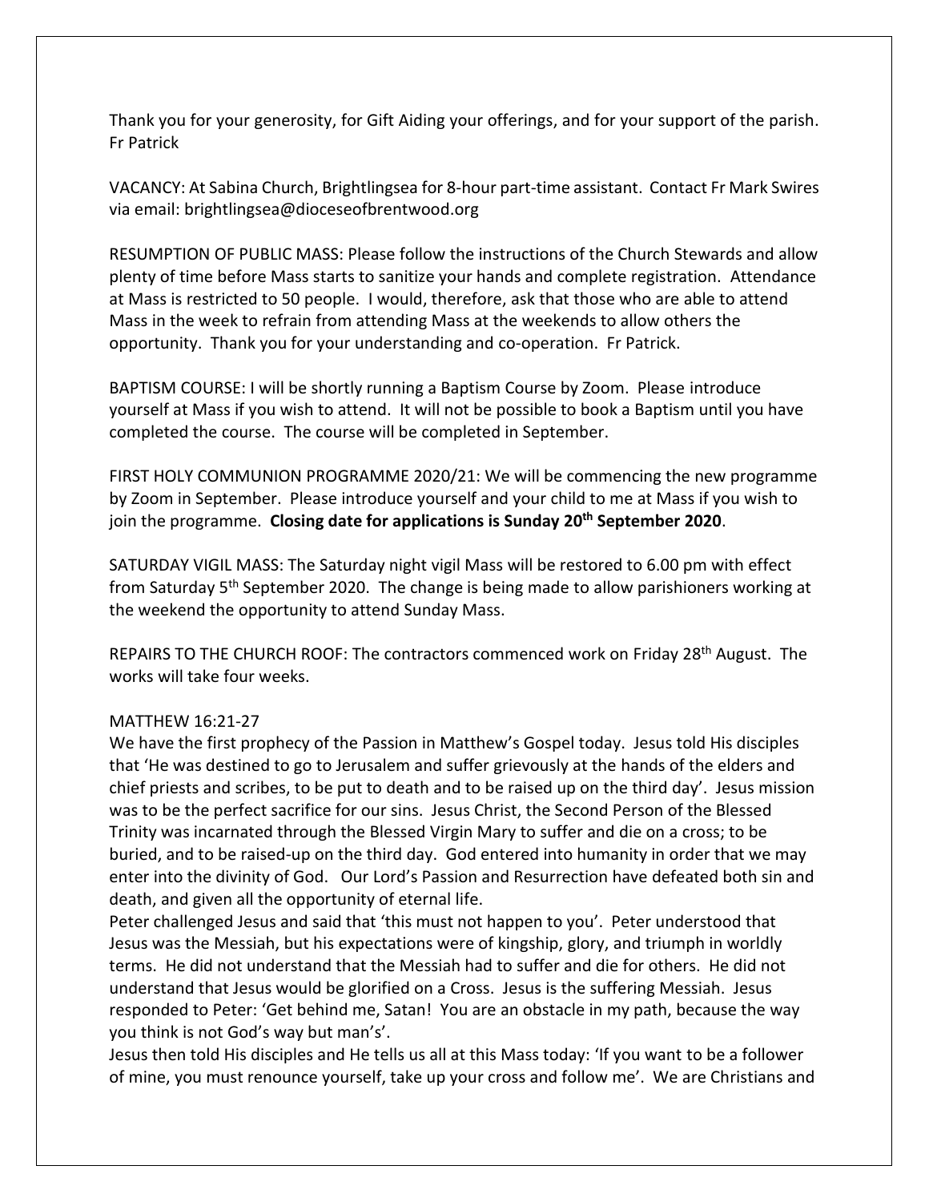Thank you for your generosity, for Gift Aiding your offerings, and for your support of the parish.
Fr Patrick

VACANCY: At Sabina Church, Brightlingsea for 8-hour part-time assistant. Contact Fr Mark Swires via email: brightlingsea@dioceseofbrentwood.org

RESUMPTION OF PUBLIC MASS: Please follow the instructions of the Church Stewards and allow plenty of time before Mass starts to sanitize your hands and complete registration. Attendance at Mass is restricted to 50 people. I would, therefore, ask that those who are able to attend Mass in the week to refrain from attending Mass at the weekends to allow others the opportunity. Thank you for your understanding and co-operation. Fr Patrick.

BAPTISM COURSE: I will be shortly running a Baptism Course by Zoom. Please introduce yourself at Mass if you wish to attend. It will not be possible to book a Baptism until you have completed the course. The course will be completed in September.

FIRST HOLY COMMUNION PROGRAMME 2020/21: We will be commencing the new programme by Zoom in September. Please introduce yourself and your child to me at Mass if you wish to join the programme. **Closing date for applications is Sunday 20th September 2020**.

SATURDAY VIGIL MASS: The Saturday night vigil Mass will be restored to 6.00 pm with effect from Saturday 5th September 2020. The change is being made to allow parishioners working at the weekend the opportunity to attend Sunday Mass.

REPAIRS TO THE CHURCH ROOF: The contractors commenced work on Friday 28th August. The works will take four weeks.

MATTHEW 16:21-27
We have the first prophecy of the Passion in Matthew's Gospel today. Jesus told His disciples that 'He was destined to go to Jerusalem and suffer grievously at the hands of the elders and chief priests and scribes, to be put to death and to be raised up on the third day'. Jesus mission was to be the perfect sacrifice for our sins. Jesus Christ, the Second Person of the Blessed Trinity was incarnated through the Blessed Virgin Mary to suffer and die on a cross; to be buried, and to be raised-up on the third day. God entered into humanity in order that we may enter into the divinity of God. Our Lord's Passion and Resurrection have defeated both sin and death, and given all the opportunity of eternal life.
Peter challenged Jesus and said that 'this must not happen to you'. Peter understood that Jesus was the Messiah, but his expectations were of kingship, glory, and triumph in worldly terms. He did not understand that the Messiah had to suffer and die for others. He did not understand that Jesus would be glorified on a Cross. Jesus is the suffering Messiah. Jesus responded to Peter: 'Get behind me, Satan! You are an obstacle in my path, because the way you think is not God's way but man's'.
Jesus then told His disciples and He tells us all at this Mass today: 'If you want to be a follower of mine, you must renounce yourself, take up your cross and follow me'. We are Christians and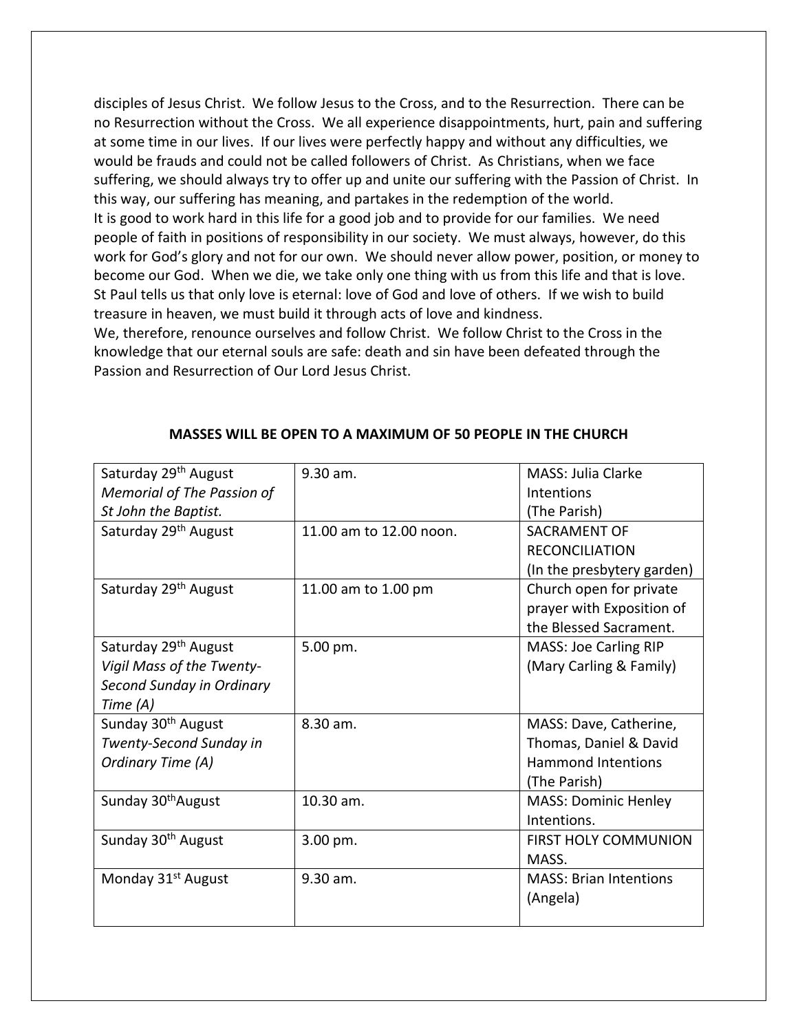disciples of Jesus Christ. We follow Jesus to the Cross, and to the Resurrection. There can be no Resurrection without the Cross. We all experience disappointments, hurt, pain and suffering at some time in our lives. If our lives were perfectly happy and without any difficulties, we would be frauds and could not be called followers of Christ. As Christians, when we face suffering, we should always try to offer up and unite our suffering with the Passion of Christ. In this way, our suffering has meaning, and partakes in the redemption of the world.
It is good to work hard in this life for a good job and to provide for our families. We need people of faith in positions of responsibility in our society. We must always, however, do this work for God's glory and not for our own. We should never allow power, position, or money to become our God. When we die, we take only one thing with us from this life and that is love. St Paul tells us that only love is eternal: love of God and love of others. If we wish to build treasure in heaven, we must build it through acts of love and kindness.
We, therefore, renounce ourselves and follow Christ. We follow Christ to the Cross in the knowledge that our eternal souls are safe: death and sin have been defeated through the Passion and Resurrection of Our Lord Jesus Christ.

**MASSES WILL BE OPEN TO A MAXIMUM OF 50 PEOPLE IN THE CHURCH**

| | | |
|---|---|---|
| Saturday 29th August *Memorial of The Passion of St John the Baptist.* | 9.30 am. | MASS: Julia Clarke Intentions (The Parish) |
| Saturday 29th August | 11.00 am to 12.00 noon. | SACRAMENT OF RECONCILIATION (In the presbytery garden) |
| Saturday 29th August | 11.00 am to 1.00 pm | Church open for private prayer with Exposition of the Blessed Sacrament. |
| Saturday 29th August *Vigil Mass of the Twenty-Second Sunday in Ordinary Time (A)* | 5.00 pm. | MASS: Joe Carling RIP (Mary Carling & Family) |
| Sunday 30th August *Twenty-Second Sunday in Ordinary Time (A)* | 8.30 am. | MASS: Dave, Catherine, Thomas, Daniel & David Hammond Intentions (The Parish) |
| Sunday 30th August | 10.30 am. | MASS: Dominic Henley Intentions. |
| Sunday 30th August | 3.00 pm. | FIRST HOLY COMMUNION MASS. |
| Monday 31st August | 9.30 am. | MASS: Brian Intentions (Angela) |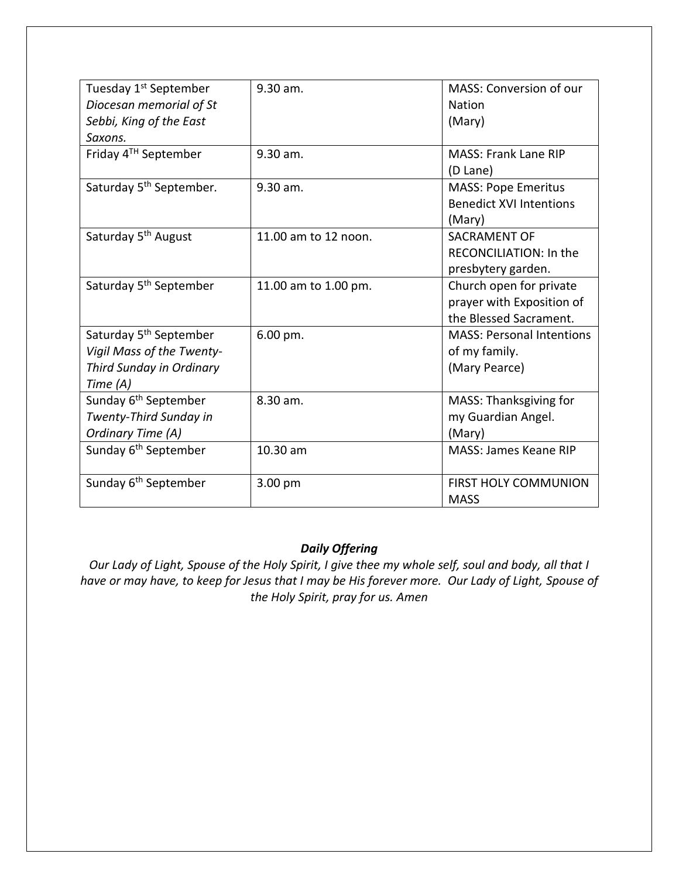| | | |
|---|---|---|
| Tuesday 1st September *Diocesan memorial of St Sebbi, King of the East Saxons.* | 9.30 am. | MASS: Conversion of our Nation (Mary) |
| Friday 4TH September | 9.30 am. | MASS: Frank Lane RIP (D Lane) |
| Saturday 5th September. | 9.30 am. | MASS: Pope Emeritus Benedict XVI Intentions (Mary) |
| Saturday 5th August | 11.00 am to 12 noon. | SACRAMENT OF RECONCILIATION: In the presbytery garden. |
| Saturday 5th September | 11.00 am to 1.00 pm. | Church open for private prayer with Exposition of the Blessed Sacrament. |
| Saturday 5th September *Vigil Mass of the Twenty-Third Sunday in Ordinary Time (A)* | 6.00 pm. | MASS: Personal Intentions of my family. (Mary Pearce) |
| Sunday 6th September *Twenty-Third Sunday in Ordinary Time (A)* | 8.30 am. | MASS: Thanksgiving for my Guardian Angel. (Mary) |
| Sunday 6th September | 10.30 am | MASS: James Keane RIP |
| Sunday 6th September | 3.00 pm | FIRST HOLY COMMUNION MASS |

***Daily Offering***

*Our Lady of Light, Spouse of the Holy Spirit, I give thee my whole self, soul and body, all that I have or may have, to keep for Jesus that I may be His forever more. Our Lady of Light, Spouse of the Holy Spirit, pray for us. Amen*